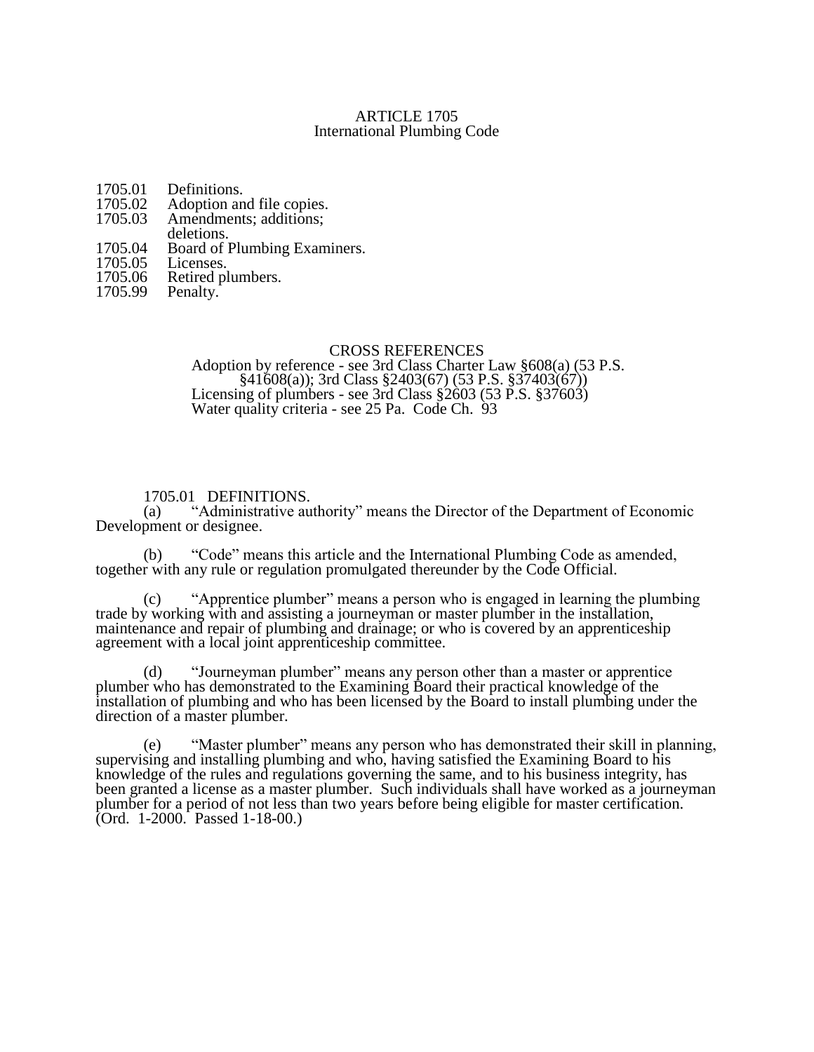# ARTICLE 1705
## International Plumbing Code

1705.01 Definitions.
1705.02 Adoption and file copies.
1705.03 Amendments; additions; deletions.
1705.04 Board of Plumbing Examiners.
1705.05 Licenses.
1705.06 Retired plumbers.
1705.99 Penalty.

CROSS REFERENCES

Adoption by reference - see 3rd Class Charter Law §608(a) (53 P.S. §41608(a)); 3rd Class §2403(67) (53 P.S. §37403(67))
Licensing of plumbers - see 3rd Class §2603 (53 P.S. §37603)
Water quality criteria - see 25 Pa. Code Ch. 93

1705.01 DEFINITIONS.

(a) "Administrative authority" means the Director of the Department of Economic Development or designee.

(b) "Code" means this article and the International Plumbing Code as amended, together with any rule or regulation promulgated thereunder by the Code Official.

(c) "Apprentice plumber" means a person who is engaged in learning the plumbing trade by working with and assisting a journeyman or master plumber in the installation, maintenance and repair of plumbing and drainage; or who is covered by an apprenticeship agreement with a local joint apprenticeship committee.

(d) "Journeyman plumber" means any person other than a master or apprentice plumber who has demonstrated to the Examining Board their practical knowledge of the installation of plumbing and who has been licensed by the Board to install plumbing under the direction of a master plumber.

(e) "Master plumber" means any person who has demonstrated their skill in planning, supervising and installing plumbing and who, having satisfied the Examining Board to his knowledge of the rules and regulations governing the same, and to his business integrity, has been granted a license as a master plumber. Such individuals shall have worked as a journeyman plumber for a period of not less than two years before being eligible for master certification.
(Ord. 1-2000. Passed 1-18-00.)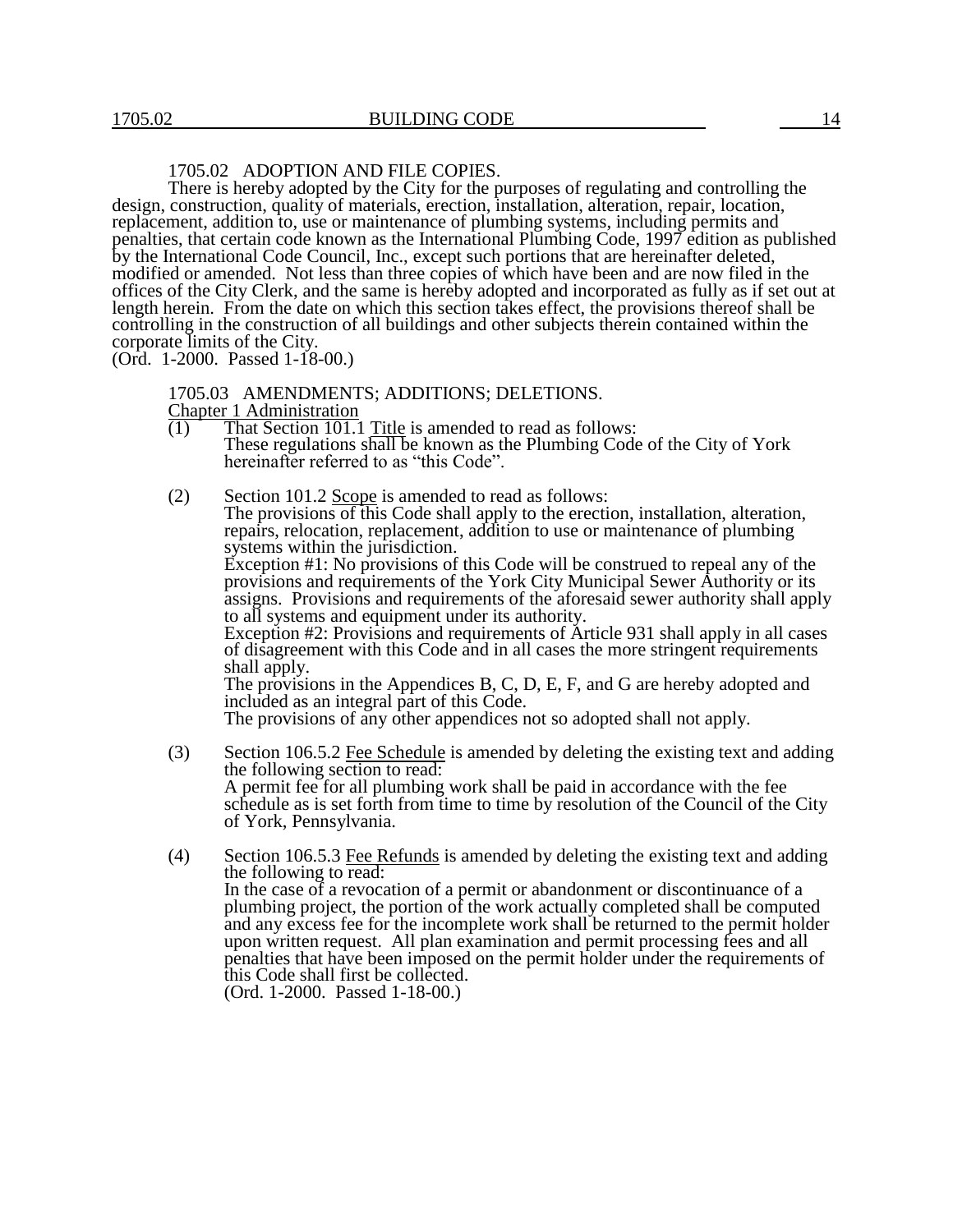### 1705.02 ADOPTION AND FILE COPIES.

There is hereby adopted by the City for the purposes of regulating and controlling the design, construction, quality of materials, erection, installation, alteration, repair, location, replacement, addition to, use or maintenance of plumbing systems, including permits and penalties, that certain code known as the International Plumbing Code, 1997 edition as published by the International Code Council, Inc., except such portions that are hereinafter deleted, modified or amended. Not less than three copies of which have been and are now filed in the offices of the City Clerk, and the same is hereby adopted and incorporated as fully as if set out at length herein. From the date on which this section takes effect, the provisions thereof shall be controlling in the construction of all buildings and other subjects therein contained within the corporate limits of the City.
(Ord. 1-2000. Passed 1-18-00.)

### 1705.03 AMENDMENTS; ADDITIONS; DELETIONS.

Chapter 1 Administration

(1) That Section 101.1 Title is amended to read as follows:
These regulations shall be known as the Plumbing Code of the City of York hereinafter referred to as "this Code".

(2) Section 101.2 Scope is amended to read as follows:
The provisions of this Code shall apply to the erection, installation, alteration, repairs, relocation, replacement, addition to use or maintenance of plumbing systems within the jurisdiction.
Exception #1: No provisions of this Code will be construed to repeal any of the provisions and requirements of the York City Municipal Sewer Authority or its assigns. Provisions and requirements of the aforesaid sewer authority shall apply to all systems and equipment under its authority.
Exception #2: Provisions and requirements of Article 931 shall apply in all cases of disagreement with this Code and in all cases the more stringent requirements shall apply.
The provisions in the Appendices B, C, D, E, F, and G are hereby adopted and included as an integral part of this Code.
The provisions of any other appendices not so adopted shall not apply.

(3) Section 106.5.2 Fee Schedule is amended by deleting the existing text and adding the following section to read:
A permit fee for all plumbing work shall be paid in accordance with the fee schedule as is set forth from time to time by resolution of the Council of the City of York, Pennsylvania.

(4) Section 106.5.3 Fee Refunds is amended by deleting the existing text and adding the following to read:
In the case of a revocation of a permit or abandonment or discontinuance of a plumbing project, the portion of the work actually completed shall be computed and any excess fee for the incomplete work shall be returned to the permit holder upon written request. All plan examination and permit processing fees and all penalties that have been imposed on the permit holder under the requirements of this Code shall first be collected.
(Ord. 1-2000. Passed 1-18-00.)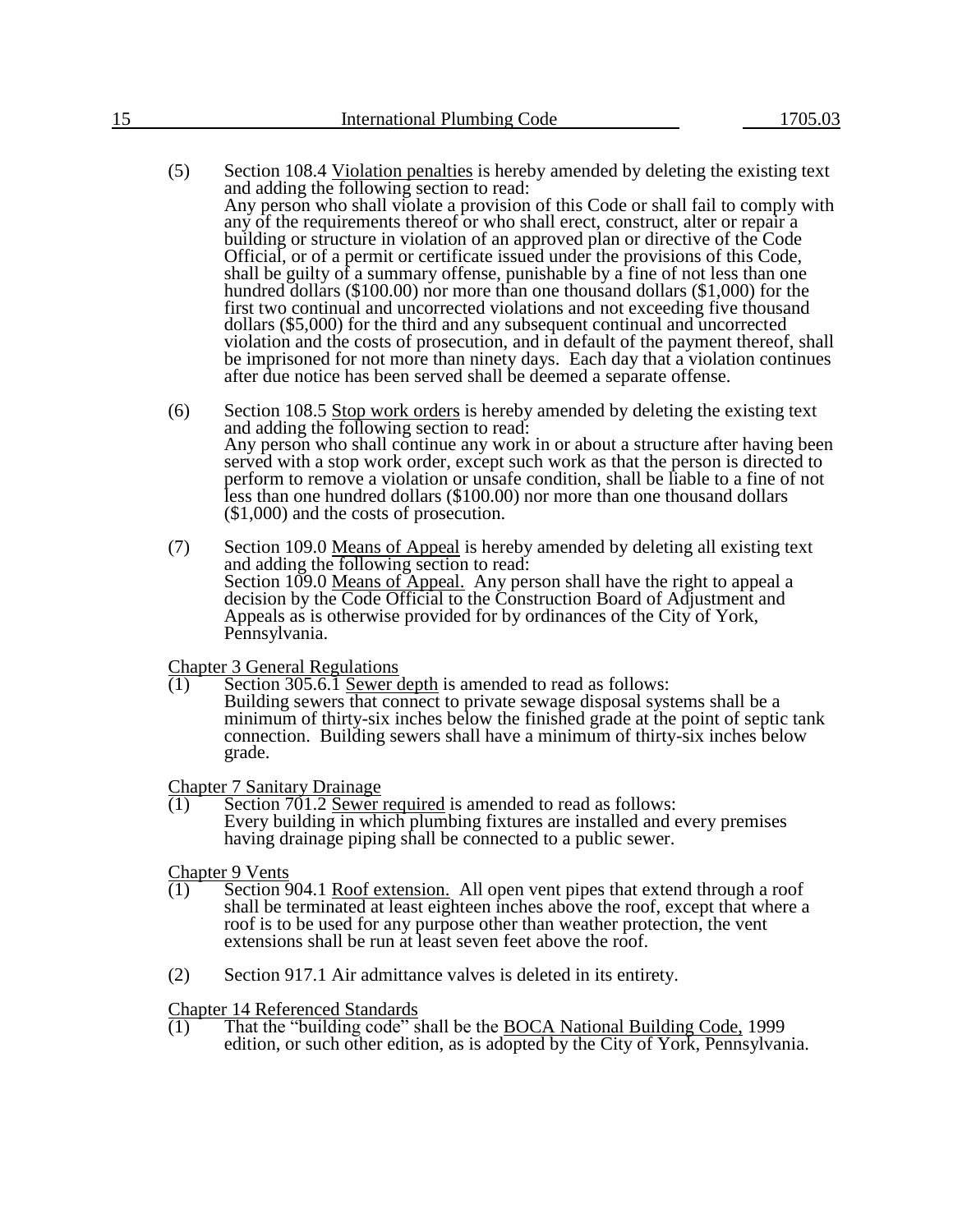(5) Section 108.4 Violation penalties is hereby amended by deleting the existing text and adding the following section to read:
Any person who shall violate a provision of this Code or shall fail to comply with any of the requirements thereof or who shall erect, construct, alter or repair a building or structure in violation of an approved plan or directive of the Code Official, or of a permit or certificate issued under the provisions of this Code, shall be guilty of a summary offense, punishable by a fine of not less than one hundred dollars ($100.00) nor more than one thousand dollars ($1,000) for the first two continual and uncorrected violations and not exceeding five thousand dollars ($5,000) for the third and any subsequent continual and uncorrected violation and the costs of prosecution, and in default of the payment thereof, shall be imprisoned for not more than ninety days. Each day that a violation continues after due notice has been served shall be deemed a separate offense.

(6) Section 108.5 Stop work orders is hereby amended by deleting the existing text and adding the following section to read:
Any person who shall continue any work in or about a structure after having been served with a stop work order, except such work as that the person is directed to perform to remove a violation or unsafe condition, shall be liable to a fine of not less than one hundred dollars ($100.00) nor more than one thousand dollars ($1,000) and the costs of prosecution.

(7) Section 109.0 Means of Appeal is hereby amended by deleting all existing text and adding the following section to read:
Section 109.0 Means of Appeal. Any person shall have the right to appeal a decision by the Code Official to the Construction Board of Adjustment and Appeals as is otherwise provided for by ordinances of the City of York, Pennsylvania.

Chapter 3 General Regulations

(1) Section 305.6.1 Sewer depth is amended to read as follows:
Building sewers that connect to private sewage disposal systems shall be a minimum of thirty-six inches below the finished grade at the point of septic tank connection. Building sewers shall have a minimum of thirty-six inches below grade.

Chapter 7 Sanitary Drainage

(1) Section 701.2 Sewer required is amended to read as follows:
Every building in which plumbing fixtures are installed and every premises having drainage piping shall be connected to a public sewer.

Chapter 9 Vents

(1) Section 904.1 Roof extension. All open vent pipes that extend through a roof shall be terminated at least eighteen inches above the roof, except that where a roof is to be used for any purpose other than weather protection, the vent extensions shall be run at least seven feet above the roof.

(2) Section 917.1 Air admittance valves is deleted in its entirety.

Chapter 14 Referenced Standards

(1) That the "building code" shall be the BOCA National Building Code, 1999 edition, or such other edition, as is adopted by the City of York, Pennsylvania.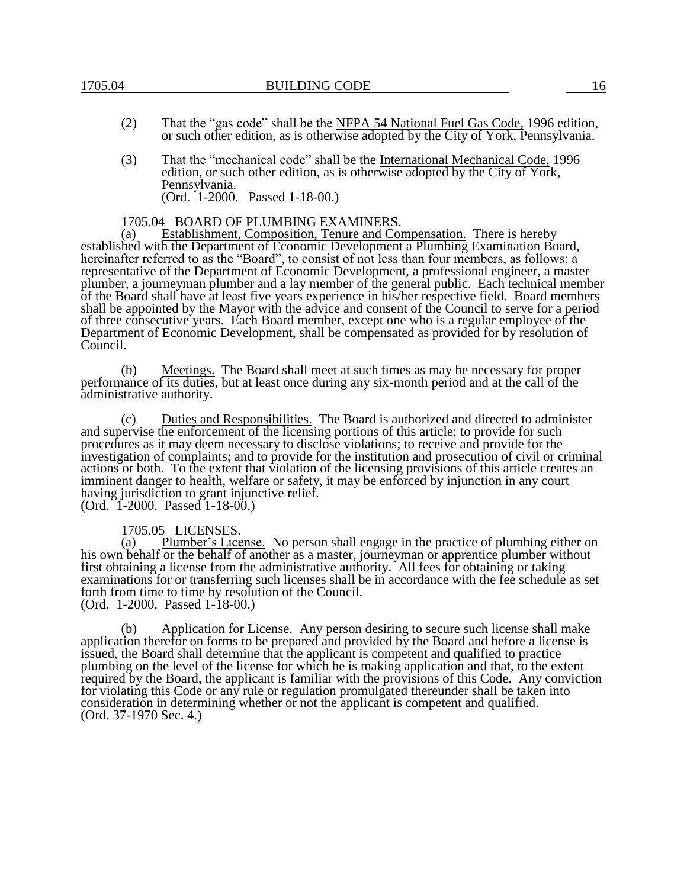(2) That the "gas code" shall be the NFPA 54 National Fuel Gas Code, 1996 edition, or such other edition, as is otherwise adopted by the City of York, Pennsylvania.

(3) That the "mechanical code" shall be the International Mechanical Code, 1996 edition, or such other edition, as is otherwise adopted by the City of York, Pennsylvania.
(Ord. 1-2000. Passed 1-18-00.)

## 1705.04 BOARD OF PLUMBING EXAMINERS.

(a) Establishment, Composition, Tenure and Compensation. There is hereby established with the Department of Economic Development a Plumbing Examination Board, hereinafter referred to as the "Board", to consist of not less than four members, as follows: a representative of the Department of Economic Development, a professional engineer, a master plumber, a journeyman plumber and a lay member of the general public. Each technical member of the Board shall have at least five years experience in his/her respective field. Board members shall be appointed by the Mayor with the advice and consent of the Council to serve for a period of three consecutive years. Each Board member, except one who is a regular employee of the Department of Economic Development, shall be compensated as provided for by resolution of Council.

(b) Meetings. The Board shall meet at such times as may be necessary for proper performance of its duties, but at least once during any six-month period and at the call of the administrative authority.

(c) Duties and Responsibilities. The Board is authorized and directed to administer and supervise the enforcement of the licensing portions of this article; to provide for such procedures as it may deem necessary to disclose violations; to receive and provide for the investigation of complaints; and to provide for the institution and prosecution of civil or criminal actions or both. To the extent that violation of the licensing provisions of this article creates an imminent danger to health, welfare or safety, it may be enforced by injunction in any court having jurisdiction to grant injunctive relief.
(Ord. 1-2000. Passed 1-18-00.)

## 1705.05 LICENSES.

(a) Plumber's License. No person shall engage in the practice of plumbing either on his own behalf or the behalf of another as a master, journeyman or apprentice plumber without first obtaining a license from the administrative authority. All fees for obtaining or taking examinations for or transferring such licenses shall be in accordance with the fee schedule as set forth from time to time by resolution of the Council.
(Ord. 1-2000. Passed 1-18-00.)

(b) Application for License. Any person desiring to secure such license shall make application therefor on forms to be prepared and provided by the Board and before a license is issued, the Board shall determine that the applicant is competent and qualified to practice plumbing on the level of the license for which he is making application and that, to the extent required by the Board, the applicant is familiar with the provisions of this Code. Any conviction for violating this Code or any rule or regulation promulgated thereunder shall be taken into consideration in determining whether or not the applicant is competent and qualified.
(Ord. 37-1970 Sec. 4.)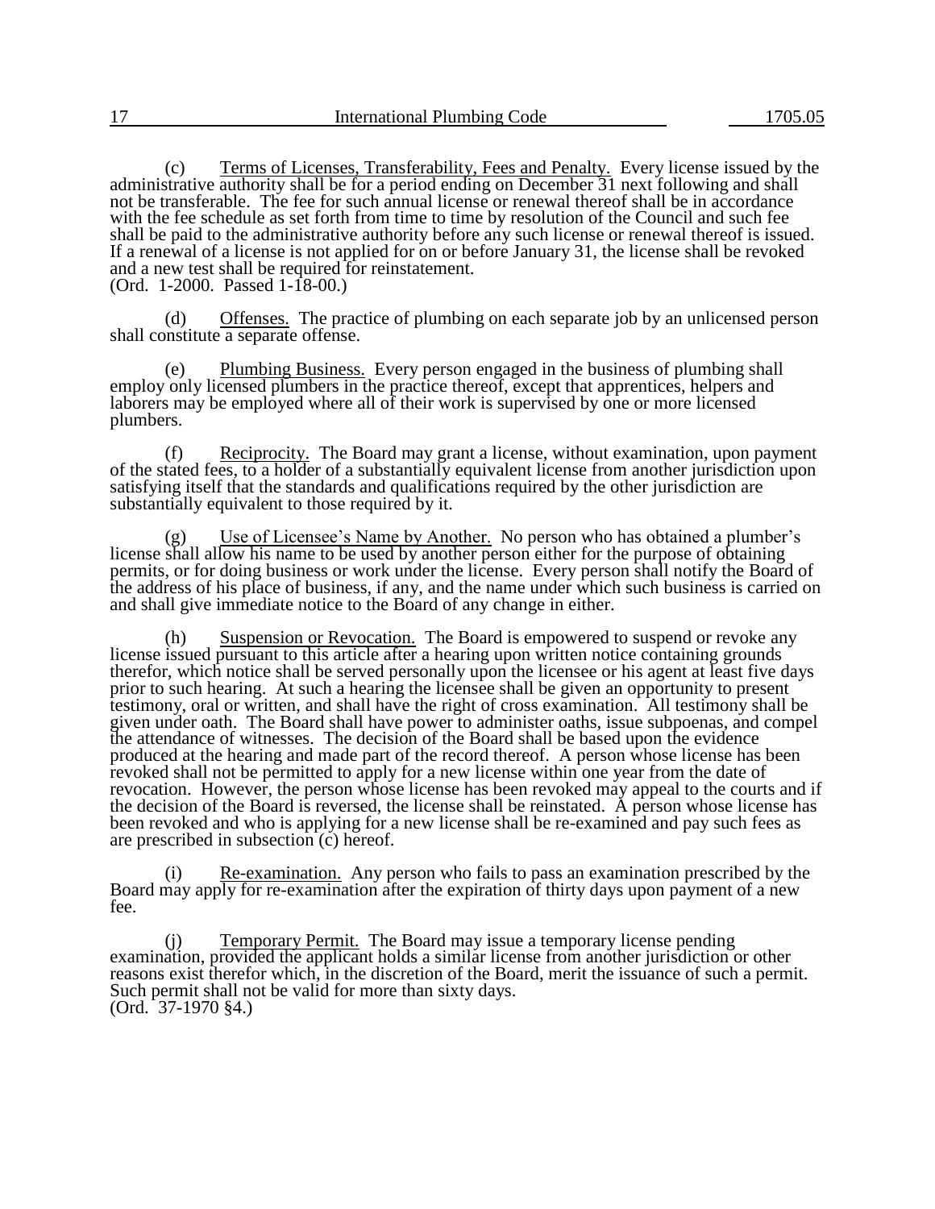(c) Terms of Licenses, Transferability, Fees and Penalty. Every license issued by the administrative authority shall be for a period ending on December 31 next following and shall not be transferable. The fee for such annual license or renewal thereof shall be in accordance with the fee schedule as set forth from time to time by resolution of the Council and such fee shall be paid to the administrative authority before any such license or renewal thereof is issued. If a renewal of a license is not applied for on or before January 31, the license shall be revoked and a new test shall be required for reinstatement.
(Ord. 1-2000. Passed 1-18-00.)

(d) Offenses. The practice of plumbing on each separate job by an unlicensed person shall constitute a separate offense.

(e) Plumbing Business. Every person engaged in the business of plumbing shall employ only licensed plumbers in the practice thereof, except that apprentices, helpers and laborers may be employed where all of their work is supervised by one or more licensed plumbers.

(f) Reciprocity. The Board may grant a license, without examination, upon payment of the stated fees, to a holder of a substantially equivalent license from another jurisdiction upon satisfying itself that the standards and qualifications required by the other jurisdiction are substantially equivalent to those required by it.

(g) Use of Licensee's Name by Another. No person who has obtained a plumber's license shall allow his name to be used by another person either for the purpose of obtaining permits, or for doing business or work under the license. Every person shall notify the Board of the address of his place of business, if any, and the name under which such business is carried on and shall give immediate notice to the Board of any change in either.

(h) Suspension or Revocation. The Board is empowered to suspend or revoke any license issued pursuant to this article after a hearing upon written notice containing grounds therefor, which notice shall be served personally upon the licensee or his agent at least five days prior to such hearing. At such a hearing the licensee shall be given an opportunity to present testimony, oral or written, and shall have the right of cross examination. All testimony shall be given under oath. The Board shall have power to administer oaths, issue subpoenas, and compel the attendance of witnesses. The decision of the Board shall be based upon the evidence produced at the hearing and made part of the record thereof. A person whose license has been revoked shall not be permitted to apply for a new license within one year from the date of revocation. However, the person whose license has been revoked may appeal to the courts and if the decision of the Board is reversed, the license shall be reinstated. A person whose license has been revoked and who is applying for a new license shall be re-examined and pay such fees as are prescribed in subsection (c) hereof.

(i) Re-examination. Any person who fails to pass an examination prescribed by the Board may apply for re-examination after the expiration of thirty days upon payment of a new fee.

(j) Temporary Permit. The Board may issue a temporary license pending examination, provided the applicant holds a similar license from another jurisdiction or other reasons exist therefor which, in the discretion of the Board, merit the issuance of such a permit. Such permit shall not be valid for more than sixty days.
(Ord. 37-1970 §4.)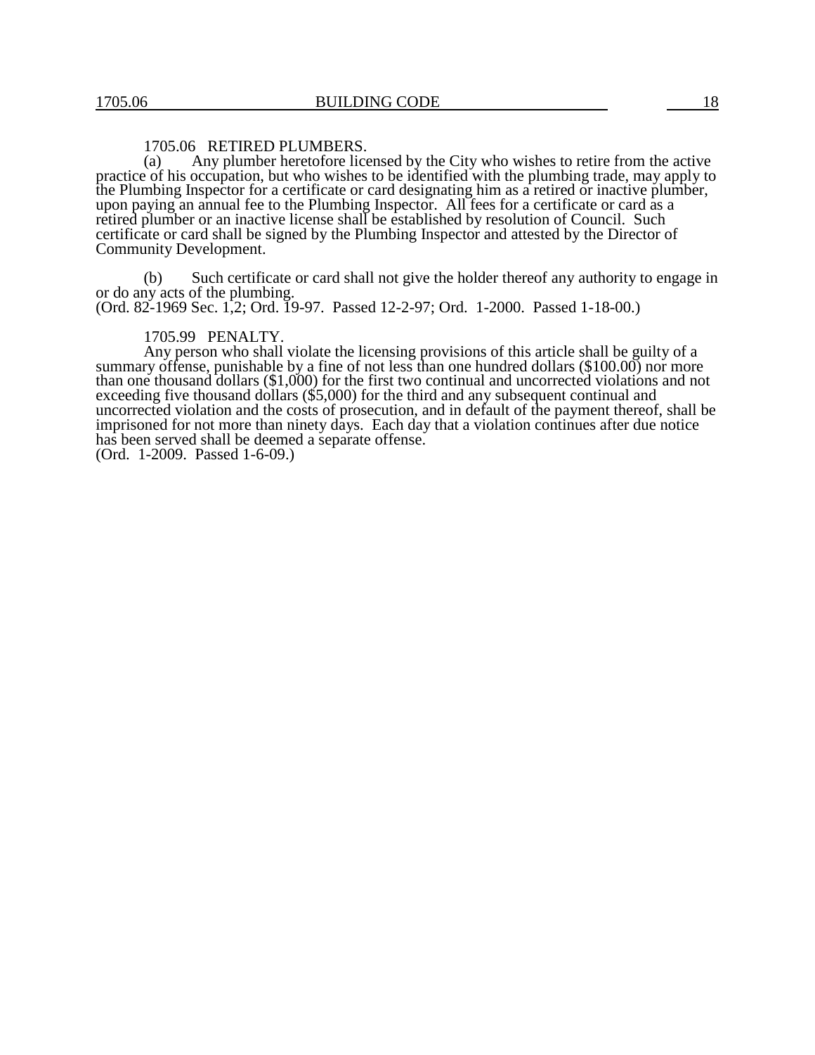1705.06 RETIRED PLUMBERS.

(a) Any plumber heretofore licensed by the City who wishes to retire from the active practice of his occupation, but who wishes to be identified with the plumbing trade, may apply to the Plumbing Inspector for a certificate or card designating him as a retired or inactive plumber, upon paying an annual fee to the Plumbing Inspector. All fees for a certificate or card as a retired plumber or an inactive license shall be established by resolution of Council. Such certificate or card shall be signed by the Plumbing Inspector and attested by the Director of Community Development.

(b) Such certificate or card shall not give the holder thereof any authority to engage in or do any acts of the plumbing.
(Ord. 82-1969 Sec. 1,2; Ord. 19-97. Passed 12-2-97; Ord. 1-2000. Passed 1-18-00.)

1705.99 PENALTY.

Any person who shall violate the licensing provisions of this article shall be guilty of a summary offense, punishable by a fine of not less than one hundred dollars ($100.00) nor more than one thousand dollars ($1,000) for the first two continual and uncorrected violations and not exceeding five thousand dollars ($5,000) for the third and any subsequent continual and uncorrected violation and the costs of prosecution, and in default of the payment thereof, shall be imprisoned for not more than ninety days. Each day that a violation continues after due notice has been served shall be deemed a separate offense.
(Ord. 1-2009. Passed 1-6-09.)